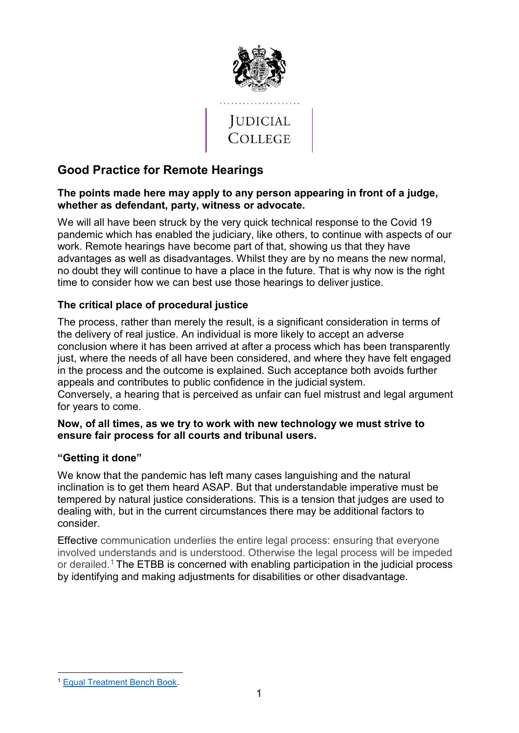JUDICIAL COLLEGE

# Good Practice for Remote Hearings

**The points made here may apply to any person appearing in front of a judge, whether as defendant, party, witness or advocate.**

We will all have been struck by the very quick technical response to the Covid 19 pandemic which has enabled the judiciary, like others, to continue with aspects of our work. Remote hearings have become part of that, showing us that they have advantages as well as disadvantages. Whilst they are by no means the new normal, no doubt they will continue to have a place in the future. That is why now is the right time to consider how we can best use those hearings to deliver justice.

## The critical place of procedural justice

The process, rather than merely the result, is a significant consideration in terms of the delivery of real justice. An individual is more likely to accept an adverse conclusion where it has been arrived at after a process which has been transparently just, where the needs of all have been considered, and where they have felt engaged in the process and the outcome is explained. Such acceptance both avoids further appeals and contributes to public confidence in the judicial system.
Conversely, a hearing that is perceived as unfair can fuel mistrust and legal argument for years to come.

**Now, of all times, as we try to work with new technology we must strive to ensure fair process for all courts and tribunal users.**

## "Getting it done"

We know that the pandemic has left many cases languishing and the natural inclination is to get them heard ASAP. But that understandable imperative must be tempered by natural justice considerations. This is a tension that judges are used to dealing with, but in the current circumstances there may be additional factors to consider.

Effective communication underlies the entire legal process: ensuring that everyone involved understands and is understood. Otherwise the legal process will be impeded or derailed.[1] The ETBB is concerned with enabling participation in the judicial process by identifying and making adjustments for disabilities or other disadvantage.

---

[1] Equal Treatment Bench Book.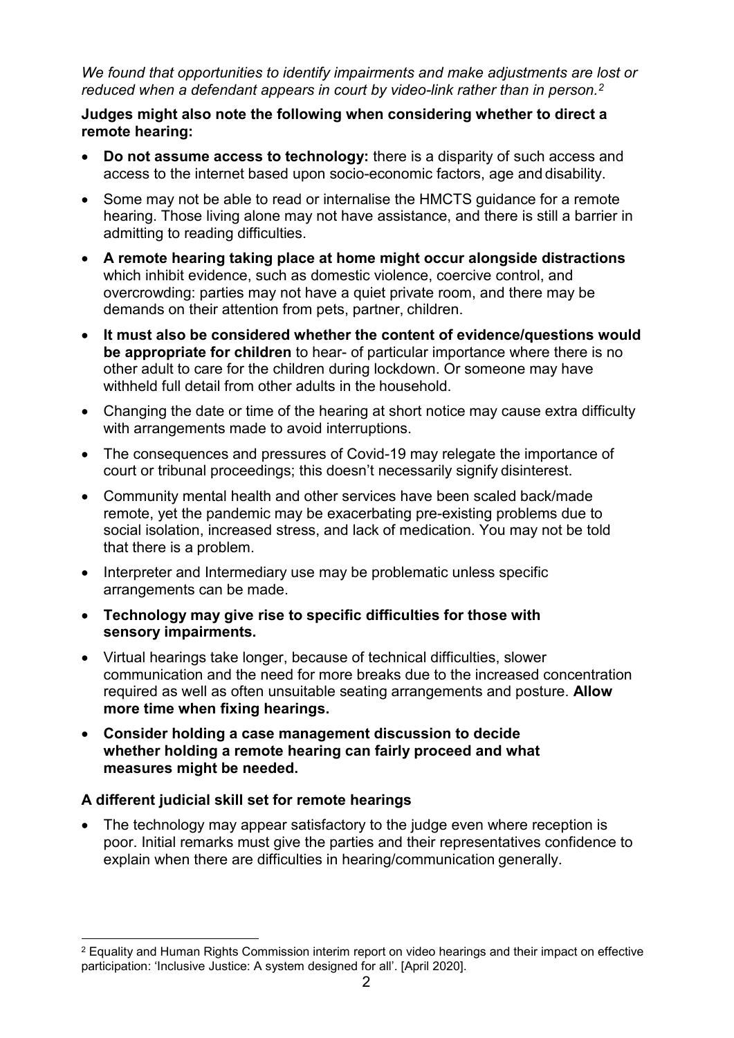*We found that opportunities to identify impairments and make adjustments are lost or reduced when a defendant appears in court by video-link rather than in person.*[2]

**Judges might also note the following when considering whether to direct a remote hearing:**

- **Do not assume access to technology:** there is a disparity of such access and access to the internet based upon socio-economic factors, age and disability.
- Some may not be able to read or internalise the HMCTS guidance for a remote hearing. Those living alone may not have assistance, and there is still a barrier in admitting to reading difficulties.
- **A remote hearing taking place at home might occur alongside distractions** which inhibit evidence, such as domestic violence, coercive control, and overcrowding: parties may not have a quiet private room, and there may be demands on their attention from pets, partner, children.
- **It must also be considered whether the content of evidence/questions would be appropriate for children** to hear- of particular importance where there is no other adult to care for the children during lockdown. Or someone may have withheld full detail from other adults in the household.
- Changing the date or time of the hearing at short notice may cause extra difficulty with arrangements made to avoid interruptions.
- The consequences and pressures of Covid-19 may relegate the importance of court or tribunal proceedings; this doesn't necessarily signify disinterest.
- Community mental health and other services have been scaled back/made remote, yet the pandemic may be exacerbating pre-existing problems due to social isolation, increased stress, and lack of medication. You may not be told that there is a problem.
- Interpreter and Intermediary use may be problematic unless specific arrangements can be made.
- **Technology may give rise to specific difficulties for those with sensory impairments.**
- Virtual hearings take longer, because of technical difficulties, slower communication and the need for more breaks due to the increased concentration required as well as often unsuitable seating arrangements and posture. **Allow more time when fixing hearings.**
- **Consider holding a case management discussion to decide whether holding a remote hearing can fairly proceed and what measures might be needed.**

### A different judicial skill set for remote hearings

- The technology may appear satisfactory to the judge even where reception is poor. Initial remarks must give the parties and their representatives confidence to explain when there are difficulties in hearing/communication generally.

[2] Equality and Human Rights Commission interim report on video hearings and their impact on effective participation: 'Inclusive Justice: A system designed for all'. [April 2020].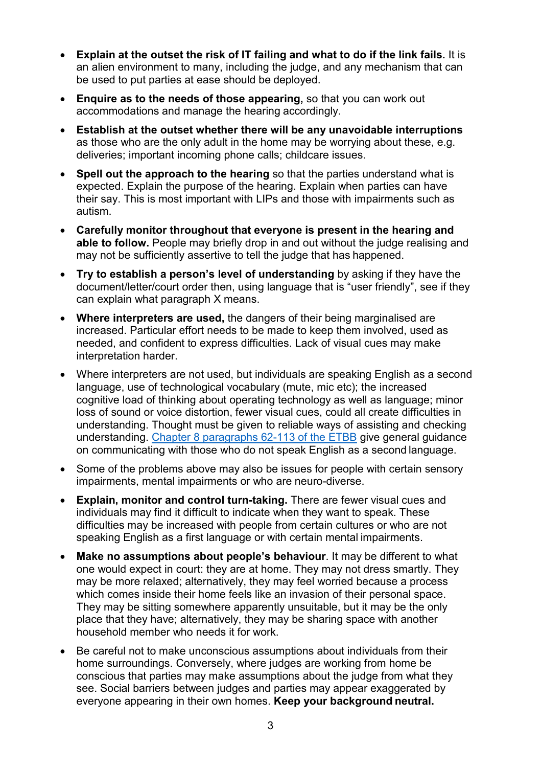- **Explain at the outset the risk of IT failing and what to do if the link fails.** It is an alien environment to many, including the judge, and any mechanism that can be used to put parties at ease should be deployed.
- **Enquire as to the needs of those appearing,** so that you can work out accommodations and manage the hearing accordingly.
- **Establish at the outset whether there will be any unavoidable interruptions** as those who are the only adult in the home may be worrying about these, e.g. deliveries; important incoming phone calls; childcare issues.
- **Spell out the approach to the hearing** so that the parties understand what is expected. Explain the purpose of the hearing. Explain when parties can have their say. This is most important with LIPs and those with impairments such as autism.
- **Carefully monitor throughout that everyone is present in the hearing and able to follow.** People may briefly drop in and out without the judge realising and may not be sufficiently assertive to tell the judge that has happened.
- **Try to establish a person's level of understanding** by asking if they have the document/letter/court order then, using language that is "user friendly", see if they can explain what paragraph X means.
- **Where interpreters are used,** the dangers of their being marginalised are increased. Particular effort needs to be made to keep them involved, used as needed, and confident to express difficulties. Lack of visual cues may make interpretation harder.
- Where interpreters are not used, but individuals are speaking English as a second language, use of technological vocabulary (mute, mic etc); the increased cognitive load of thinking about operating technology as well as language; minor loss of sound or voice distortion, fewer visual cues, could all create difficulties in understanding. Thought must be given to reliable ways of assisting and checking understanding. [Chapter 8 paragraphs 62-113 of the ETBB] give general guidance on communicating with those who do not speak English as a second language.
- Some of the problems above may also be issues for people with certain sensory impairments, mental impairments or who are neuro-diverse.
- **Explain, monitor and control turn-taking.** There are fewer visual cues and individuals may find it difficult to indicate when they want to speak. These difficulties may be increased with people from certain cultures or who are not speaking English as a first language or with certain mental impairments.
- **Make no assumptions about people's behaviour**. It may be different to what one would expect in court: they are at home. They may not dress smartly. They may be more relaxed; alternatively, they may feel worried because a process which comes inside their home feels like an invasion of their personal space. They may be sitting somewhere apparently unsuitable, but it may be the only place that they have; alternatively, they may be sharing space with another household member who needs it for work.
- Be careful not to make unconscious assumptions about individuals from their home surroundings. Conversely, where judges are working from home be conscious that parties may make assumptions about the judge from what they see. Social barriers between judges and parties may appear exaggerated by everyone appearing in their own homes. **Keep your background neutral.**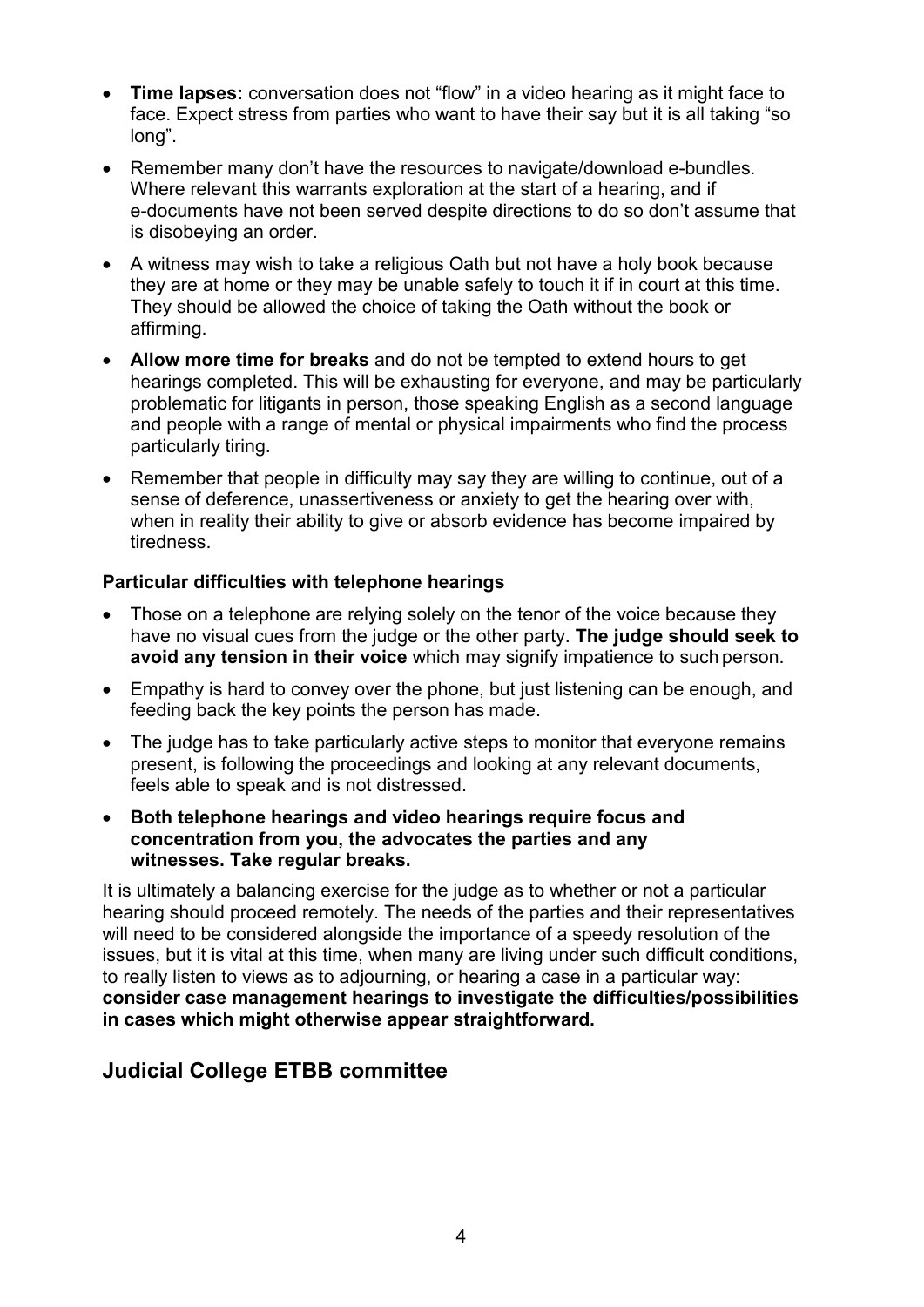- **Time lapses:** conversation does not "flow" in a video hearing as it might face to face. Expect stress from parties who want to have their say but it is all taking "so long".
- Remember many don't have the resources to navigate/download e-bundles. Where relevant this warrants exploration at the start of a hearing, and if e-documents have not been served despite directions to do so don't assume that is disobeying an order.
- A witness may wish to take a religious Oath but not have a holy book because they are at home or they may be unable safely to touch it if in court at this time. They should be allowed the choice of taking the Oath without the book or affirming.
- **Allow more time for breaks** and do not be tempted to extend hours to get hearings completed. This will be exhausting for everyone, and may be particularly problematic for litigants in person, those speaking English as a second language and people with a range of mental or physical impairments who find the process particularly tiring.
- Remember that people in difficulty may say they are willing to continue, out of a sense of deference, unassertiveness or anxiety to get the hearing over with, when in reality their ability to give or absorb evidence has become impaired by tiredness.

**Particular difficulties with telephone hearings**

- Those on a telephone are relying solely on the tenor of the voice because they have no visual cues from the judge or the other party. **The judge should seek to avoid any tension in their voice** which may signify impatience to such person.
- Empathy is hard to convey over the phone, but just listening can be enough, and feeding back the key points the person has made.
- The judge has to take particularly active steps to monitor that everyone remains present, is following the proceedings and looking at any relevant documents, feels able to speak and is not distressed.
- **Both telephone hearings and video hearings require focus and concentration from you, the advocates the parties and any witnesses. Take regular breaks.**

It is ultimately a balancing exercise for the judge as to whether or not a particular hearing should proceed remotely. The needs of the parties and their representatives will need to be considered alongside the importance of a speedy resolution of the issues, but it is vital at this time, when many are living under such difficult conditions, to really listen to views as to adjourning, or hearing a case in a particular way: **consider case management hearings to investigate the difficulties/possibilities in cases which might otherwise appear straightforward.**

## Judicial College ETBB committee